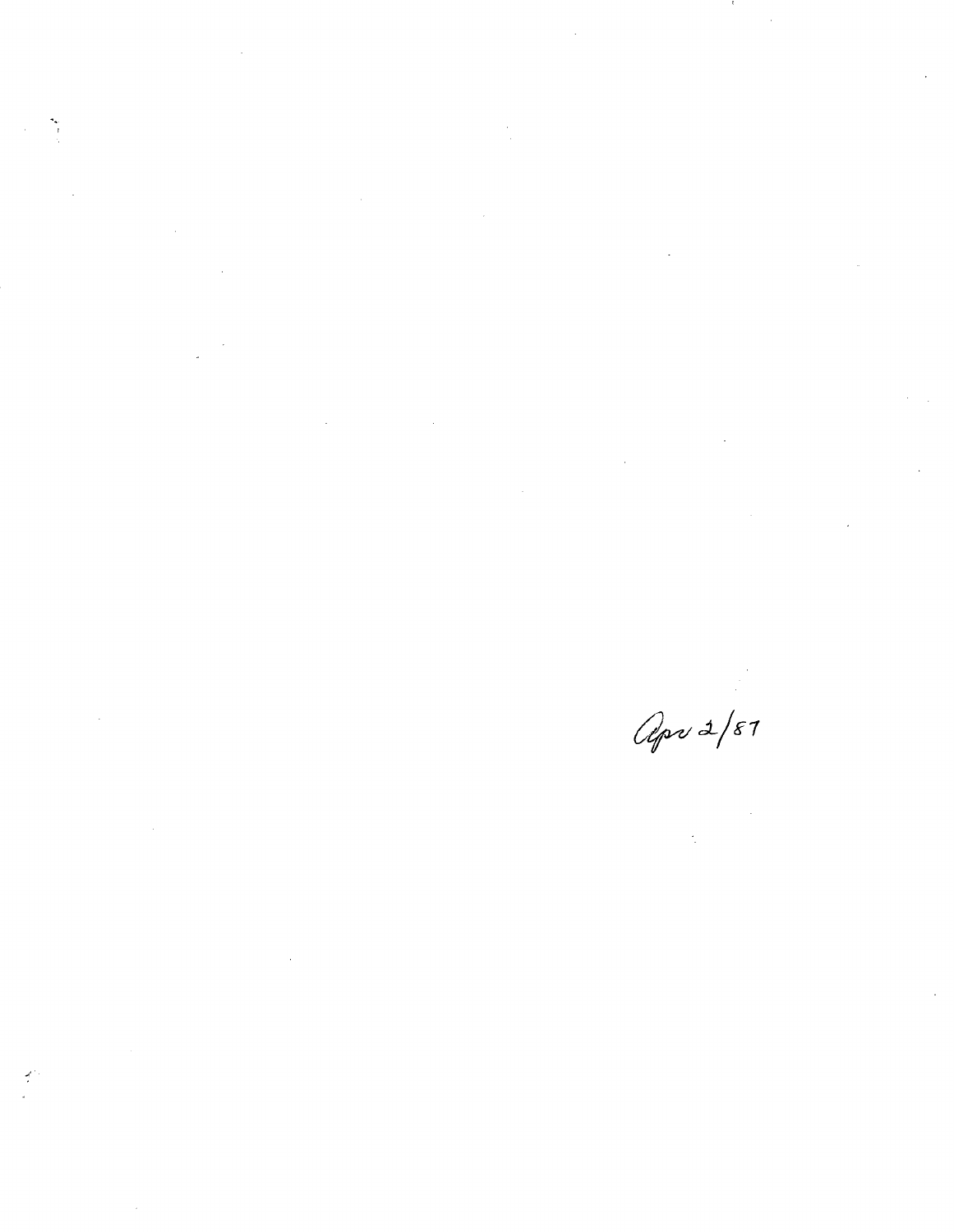Apr 2/87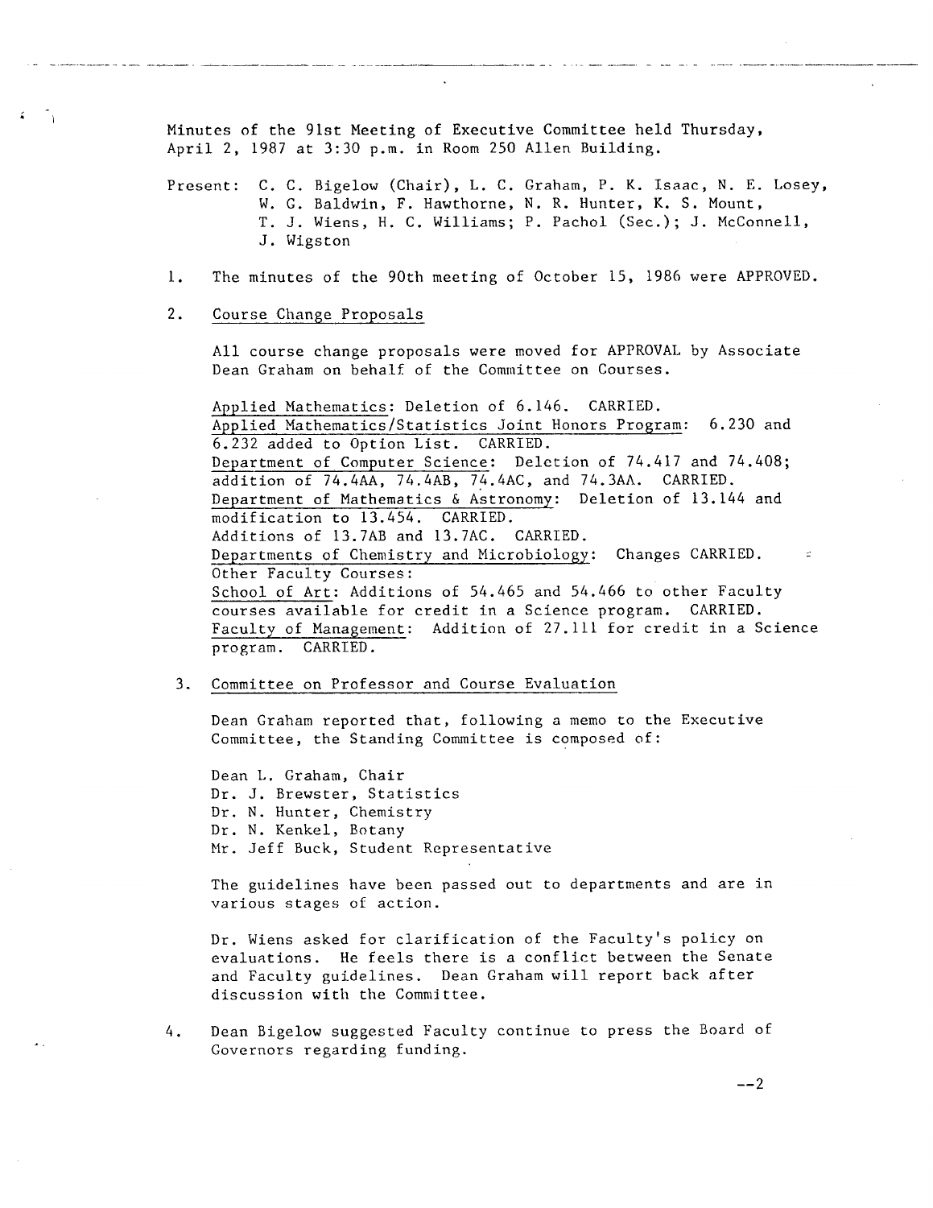Minutes of the 91st Meeting of Executive Committee held Thursday, April 2, 1987 at 3:30 p.m. in Room 250 Allen Building.

Present: C. C. Bigelow (Chair), L. C. Graham, P. K. Isaac, N. E. Losey, W. G. Baldwin, F. Hawthorne, N. R. Hunter, K. S. Mount, T. J. Wiens, H. C. Williams; P. Pachol (Sec.); J. McConnell, J. Wigston

1. The minutes of the 90th meeting of October 15, 1986 were APPROVED.

2. Course Change Proposals

   All course change proposals were moved for APPROVAL by Associate Dean Graham on behalf of the Committee on Courses.

   Applied Mathematics: Deletion of 6.146. CARRIED.
   Applied Mathematics/Statistics Joint Honors Program: 6.230 and 6.232 added to Option List. CARRIED.
   Department of Computer Science: Deletion of 74.417 and 74.408; addition of 74.4AA, 74.4AB, 74.4AC, and 74.3AA. CARRIED.
   Department of Mathematics & Astronomy: Deletion of 13.144 and modification to 13.454. CARRIED.
   Additions of 13.7AB and 13.7AC. CARRIED.
   Departments of Chemistry and Microbiology: Changes CARRIED.
   Other Faculty Courses:
   School of Art: Additions of 54.465 and 54.466 to other Faculty courses available for credit in a Science program. CARRIED.
   Faculty of Management: Addition of 27.111 for credit in a Science program. CARRIED.

3. Committee on Professor and Course Evaluation

   Dean Graham reported that, following a memo to the Executive Committee, the Standing Committee is composed of:

   Dean L. Graham, Chair
   Dr. J. Brewster, Statistics
   Dr. N. Hunter, Chemistry
   Dr. N. Kenkel, Botany
   Mr. Jeff Buck, Student Representative

   The guidelines have been passed out to departments and are in various stages of action.

   Dr. Wiens asked for clarification of the Faculty's policy on evaluations. He feels there is a conflict between the Senate and Faculty guidelines. Dean Graham will report back after discussion with the Committee.

4. Dean Bigelow suggested Faculty continue to press the Board of Governors regarding funding.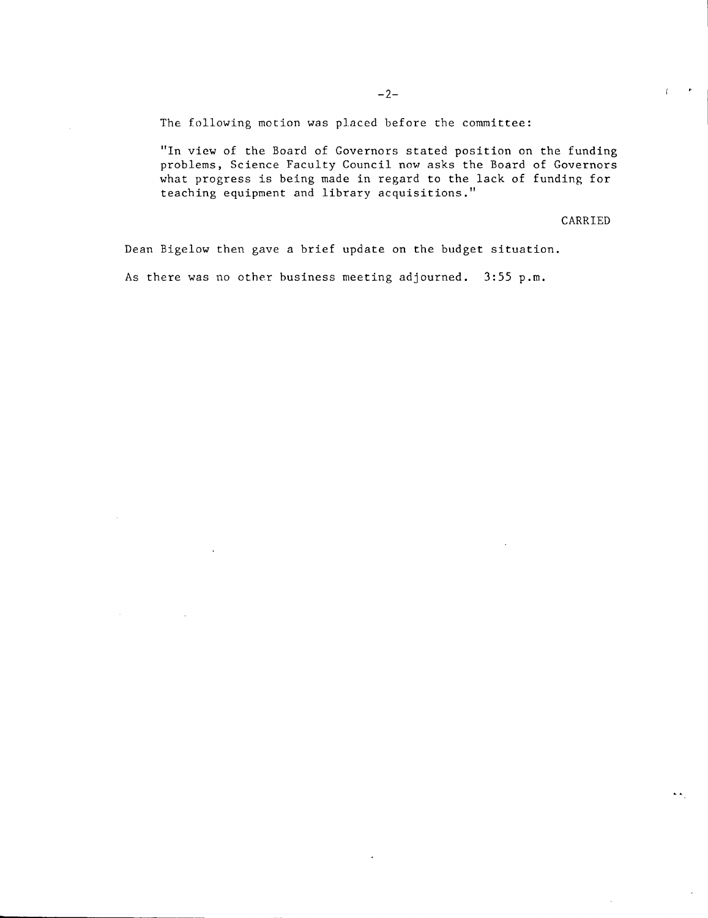The following motion was placed before the committee:

> "In view of the Board of Governors stated position on the funding problems, Science Faculty Council now asks the Board of Governors what progress is being made in regard to the lack of funding for teaching equipment and library acquisitions."

CARRIED

Dean Bigelow then gave a brief update on the budget situation.

As there was no other business meeting adjourned. 3:55 p.m.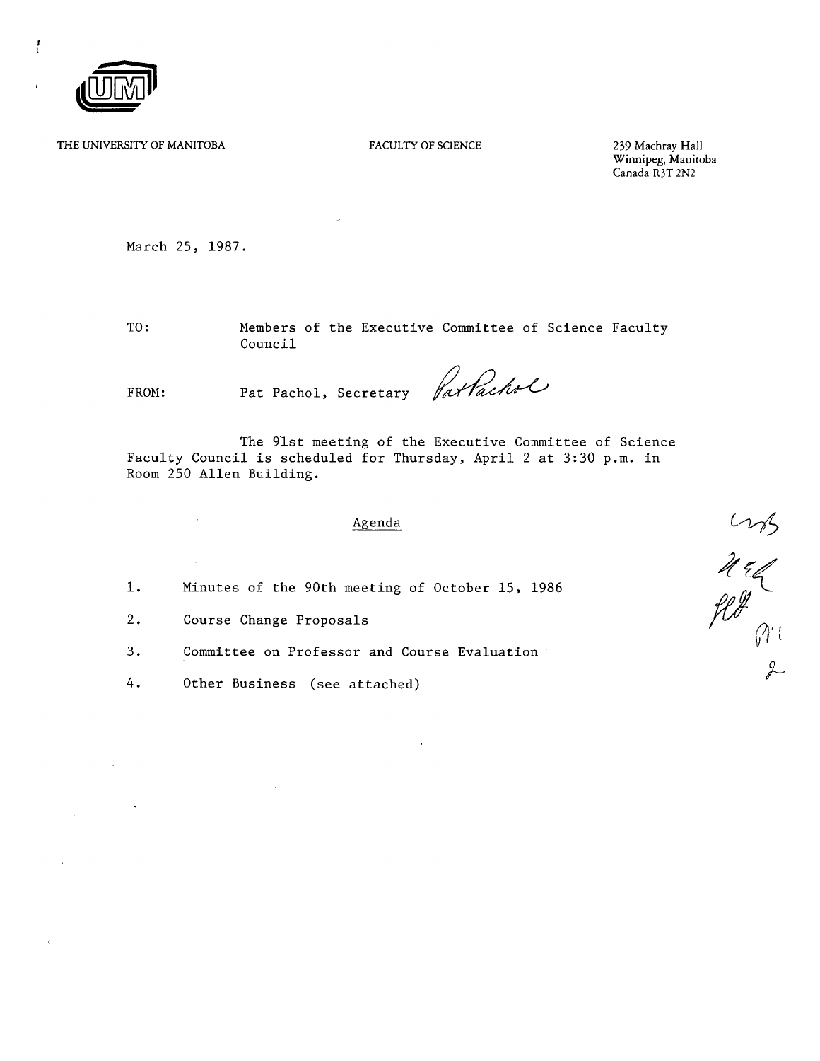THE UNIVERSITY OF MANITOBA

FACULTY OF SCIENCE

239 Machray Hall
Winnipeg, Manitoba
Canada R3T 2N2

March 25, 1987.

TO: Members of the Executive Committee of Science Faculty Council

FROM: Pat Pachol, Secretary

The 91st meeting of the Executive Committee of Science Faculty Council is scheduled for Thursday, April 2 at 3:30 p.m. in Room 250 Allen Building.

## Agenda

1. Minutes of the 90th meeting of October 15, 1986
2. Course Change Proposals
3. Committee on Professor and Course Evaluation
4. Other Business (see attached)